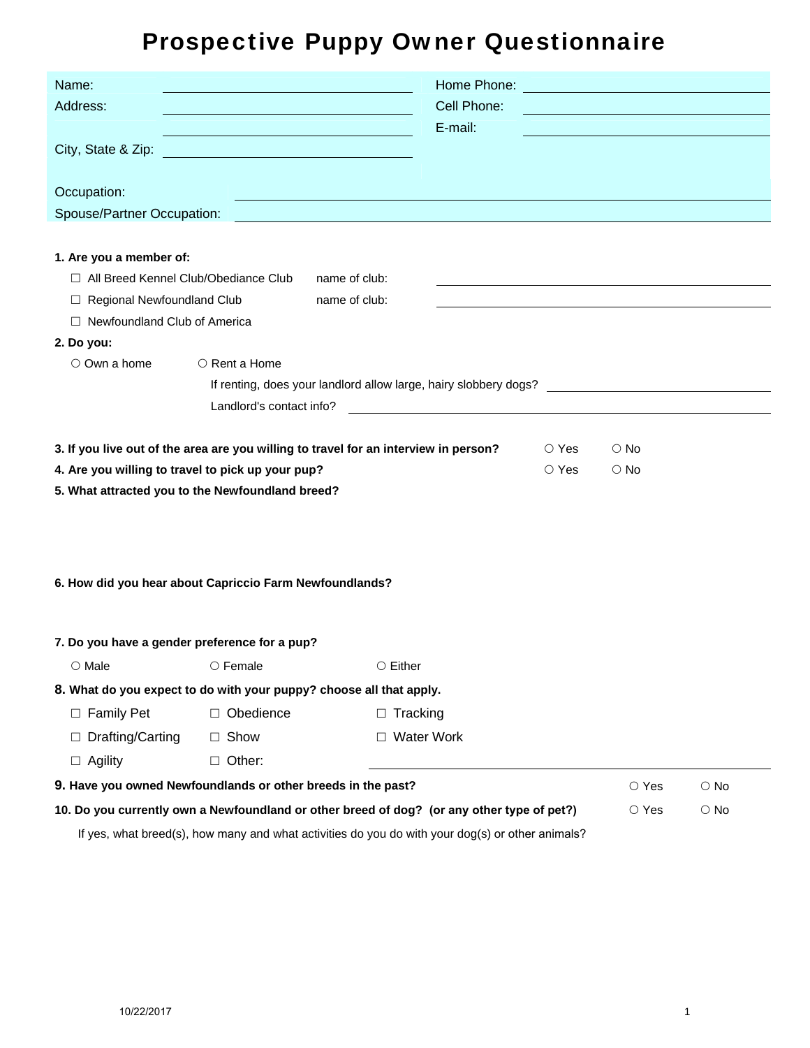# Prospective Puppy Owner Questionnaire

Name: ______________________ Home Phone: ______________________

Address: ______________________ Cell Phone: ______________________

______________________ E-mail: ______________________

City, State & Zip: ______________________

Occupation: ______________________

Spouse/Partner Occupation: ______________________

**1. Are you a member of:**

- ☐ All Breed Kennel Club/Obediance Club name of club: ______________________
- ☐ Regional Newfoundland Club name of club: ______________________
- ☐ Newfoundland Club of America

**2. Do you:**

○ Own a home ○ Rent a Home

If renting, does your landlord allow large, hairy slobbery dogs? ______________________

Landlord's contact info? ______________________

**3. If you live out of the area are you willing to travel for an interview in person?** ○ Yes ○ No

**4. Are you willing to travel to pick up your pup?** ○ Yes ○ No

**5. What attracted you to the Newfoundland breed?**

**6. How did you hear about Capriccio Farm Newfoundlands?**

**7. Do you have a gender preference for a pup?**

○ Male ○ Female ○ Either

**8. What do you expect to do with your puppy? choose all that apply.**

- ☐ Family Pet ☐ Obedience ☐ Tracking
- ☐ Drafting/Carting ☐ Show ☐ Water Work
- ☐ Agility ☐ Other: ______________________

**9. Have you owned Newfoundlands or other breeds in the past?** ○ Yes ○ No

**10. Do you currently own a Newfoundland or other breed of dog? (or any other type of pet?)** ○ Yes ○ No

If yes, what breed(s), how many and what activities do you do with your dog(s) or other animals?

10/22/2017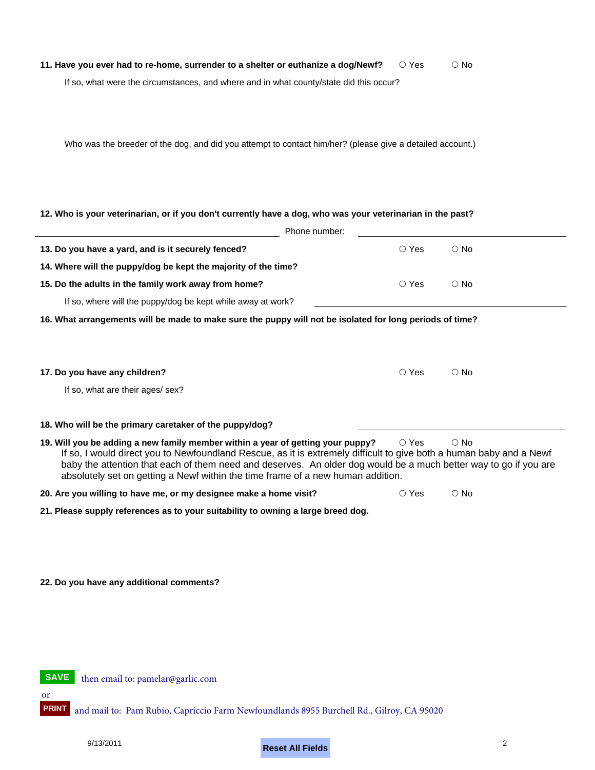**11. Have you ever had to re-home, surrender to a shelter or euthanize a dog/Newf?** ○ Yes ○ No

If so, what were the circumstances, and where and in what county/state did this occur?

Who was the breeder of the dog, and did you attempt to contact him/her? (please give a detailed account.)

**12. Who is your veterinarian, or if you don't currently have a dog, who was your veterinarian in the past?**

Phone number:

**13. Do you have a yard, and is it securely fenced?** ○ Yes ○ No

**14. Where will the puppy/dog be kept the majority of the time?**

**15. Do the adults in the family work away from home?** ○ Yes ○ No

If so, where will the puppy/dog be kept while away at work?

**16. What arrangements will be made to make sure the puppy will not be isolated for long periods of time?**

**17. Do you have any children?** ○ Yes ○ No

If so, what are their ages/ sex?

**18. Who will be the primary caretaker of the puppy/dog?**

**19. Will you be adding a new family member within a year of getting your puppy?** ○ Yes ○ No

If so, I would direct you to Newfoundland Rescue, as it is extremely difficult to give both a human baby and a Newf baby the attention that each of them need and deserves. An older dog would be a much better way to go if you are absolutely set on getting a Newf within the time frame of a new human addition.

**20. Are you willing to have me, or my designee make a home visit?** ○ Yes ○ No

**21. Please supply references as to your suitability to owning a large breed dog.**

**22. Do you have any additional comments?**

**SAVE** then email to: pamelar@garlic.com

or

**PRINT** and mail to: Pam Rubio, Capriccio Farm Newfoundlands 8955 Burchell Rd., Gilroy, CA 95020

9/13/2011

Reset All Fields